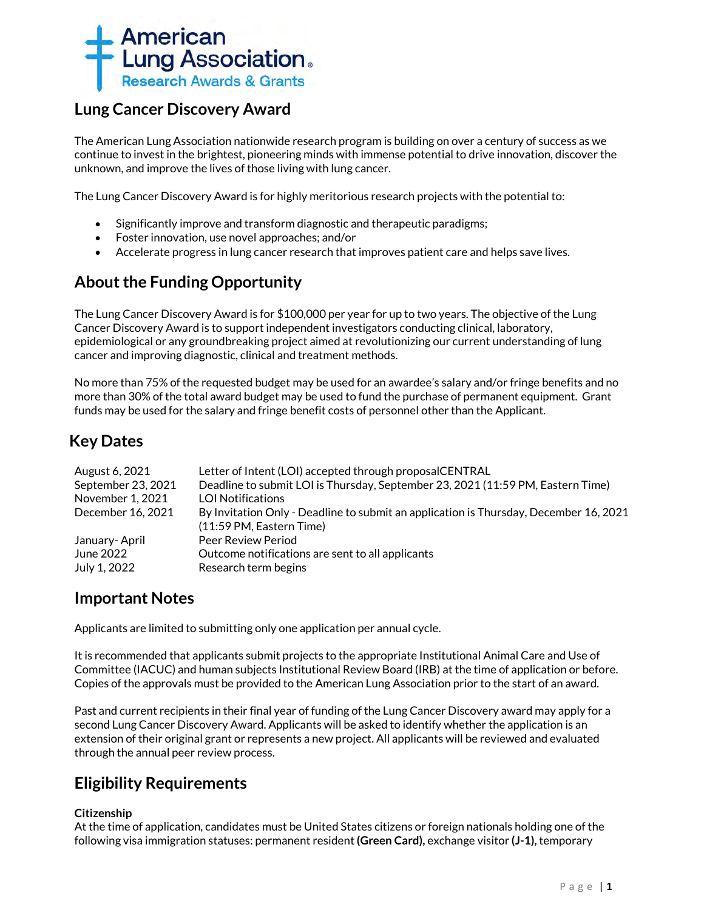American Lung Association® Research Awards & Grants

# Lung Cancer Discovery Award

The American Lung Association nationwide research program is building on over a century of success as we continue to invest in the brightest, pioneering minds with immense potential to drive innovation, discover the unknown, and improve the lives of those living with lung cancer.

The Lung Cancer Discovery Award is for highly meritorious research projects with the potential to:

- Significantly improve and transform diagnostic and therapeutic paradigms;
- Foster innovation, use novel approaches; and/or
- Accelerate progress in lung cancer research that improves patient care and helps save lives.

## About the Funding Opportunity

The Lung Cancer Discovery Award is for $100,000 per year for up to two years. The objective of the Lung Cancer Discovery Award is to support independent investigators conducting clinical, laboratory, epidemiological or any groundbreaking project aimed at revolutionizing our current understanding of lung cancer and improving diagnostic, clinical and treatment methods.

No more than 75% of the requested budget may be used for an awardee's salary and/or fringe benefits and no more than 30% of the total award budget may be used to fund the purchase of permanent equipment. Grant funds may be used for the salary and fringe benefit costs of personnel other than the Applicant.

## Key Dates

| | |
|---|---|
| August 6, 2021 | Letter of Intent (LOI) accepted through proposalCENTRAL |
| September 23, 2021 | Deadline to submit LOI is Thursday, September 23, 2021 (11:59 PM, Eastern Time) |
| November 1, 2021 | LOI Notifications |
| December 16, 2021 | By Invitation Only - Deadline to submit an application is Thursday, December 16, 2021 (11:59 PM, Eastern Time) |
| January- April | Peer Review Period |
| June 2022 | Outcome notifications are sent to all applicants |
| July 1, 2022 | Research term begins |

## Important Notes

Applicants are limited to submitting only one application per annual cycle.

It is recommended that applicants submit projects to the appropriate Institutional Animal Care and Use of Committee (IACUC) and human subjects Institutional Review Board (IRB) at the time of application or before. Copies of the approvals must be provided to the American Lung Association prior to the start of an award.

Past and current recipients in their final year of funding of the Lung Cancer Discovery award may apply for a second Lung Cancer Discovery Award. Applicants will be asked to identify whether the application is an extension of their original grant or represents a new project. All applicants will be reviewed and evaluated through the annual peer review process.

## Eligibility Requirements

### Citizenship

At the time of application, candidates must be United States citizens or foreign nationals holding one of the following visa immigration statuses: permanent resident **(Green Card),** exchange visitor **(J-1),** temporary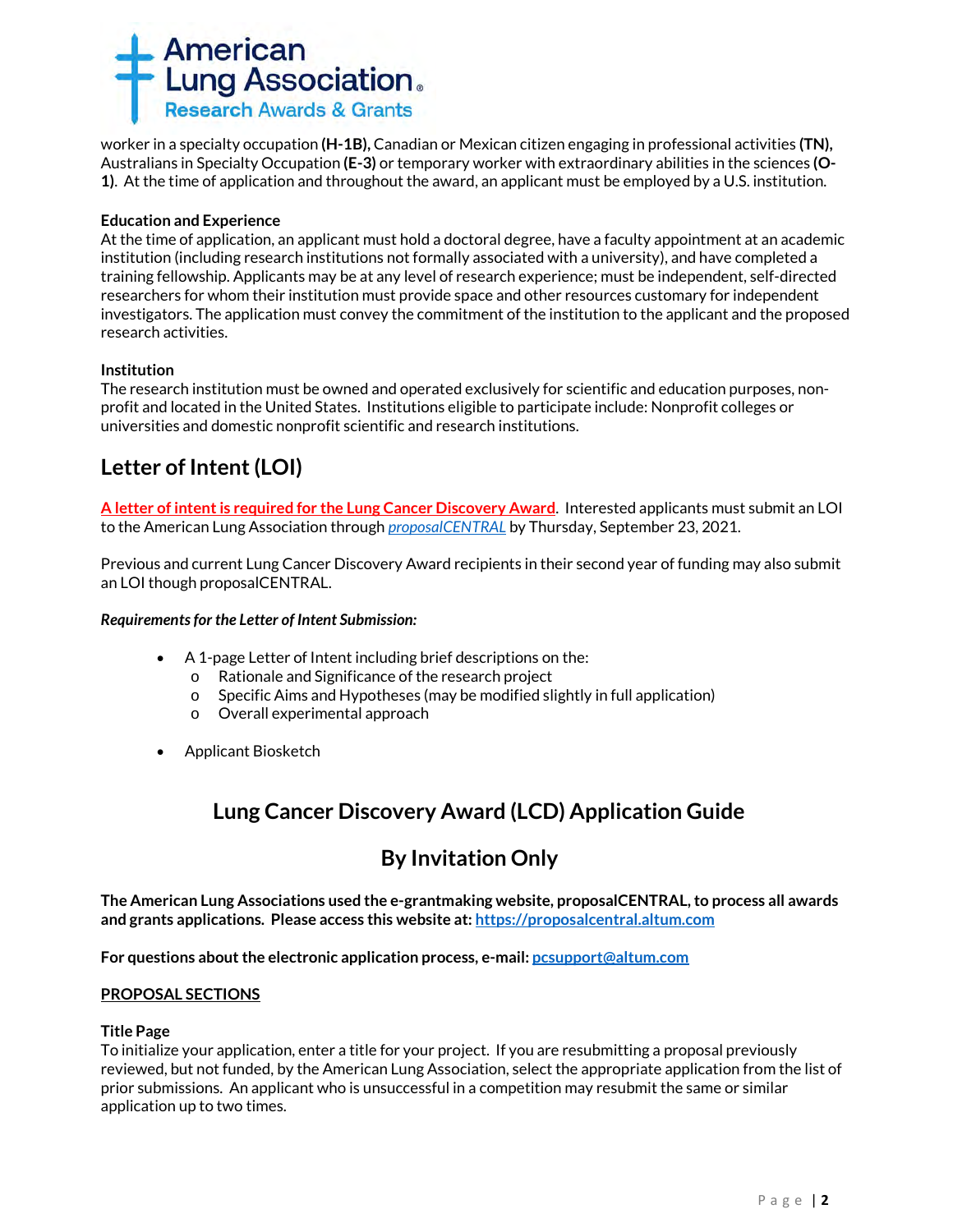worker in a specialty occupation **(H-1B)**, Canadian or Mexican citizen engaging in professional activities **(TN)**, Australians in Specialty Occupation **(E-3)** or temporary worker with extraordinary abilities in the sciences **(O-1)**. At the time of application and throughout the award, an applicant must be employed by a U.S. institution.

**Education and Experience**

At the time of application, an applicant must hold a doctoral degree, have a faculty appointment at an academic institution (including research institutions not formally associated with a university), and have completed a training fellowship. Applicants may be at any level of research experience; must be independent, self-directed researchers for whom their institution must provide space and other resources customary for independent investigators. The application must convey the commitment of the institution to the applicant and the proposed research activities.

**Institution**

The research institution must be owned and operated exclusively for scientific and education purposes, non-profit and located in the United States. Institutions eligible to participate include: Nonprofit colleges or universities and domestic nonprofit scientific and research institutions.

## Letter of Intent (LOI)

**A letter of intent is required for the Lung Cancer Discovery Award**. Interested applicants must submit an LOI to the American Lung Association through *proposalCENTRAL* by Thursday, September 23, 2021.

Previous and current Lung Cancer Discovery Award recipients in their second year of funding may also submit an LOI though proposalCENTRAL.

***Requirements for the Letter of Intent Submission:***

- A 1-page Letter of Intent including brief descriptions on the:
  - Rationale and Significance of the research project
  - Specific Aims and Hypotheses (may be modified slightly in full application)
  - Overall experimental approach
- Applicant Biosketch

## Lung Cancer Discovery Award (LCD) Application Guide

## By Invitation Only

**The American Lung Associations used the e-grantmaking website, proposalCENTRAL, to process all awards and grants applications. Please access this website at: https://proposalcentral.altum.com**

**For questions about the electronic application process, e-mail: pcsupport@altum.com**

**PROPOSAL SECTIONS**

**Title Page**

To initialize your application, enter a title for your project. If you are resubmitting a proposal previously reviewed, but not funded, by the American Lung Association, select the appropriate application from the list of prior submissions. An applicant who is unsuccessful in a competition may resubmit the same or similar application up to two times.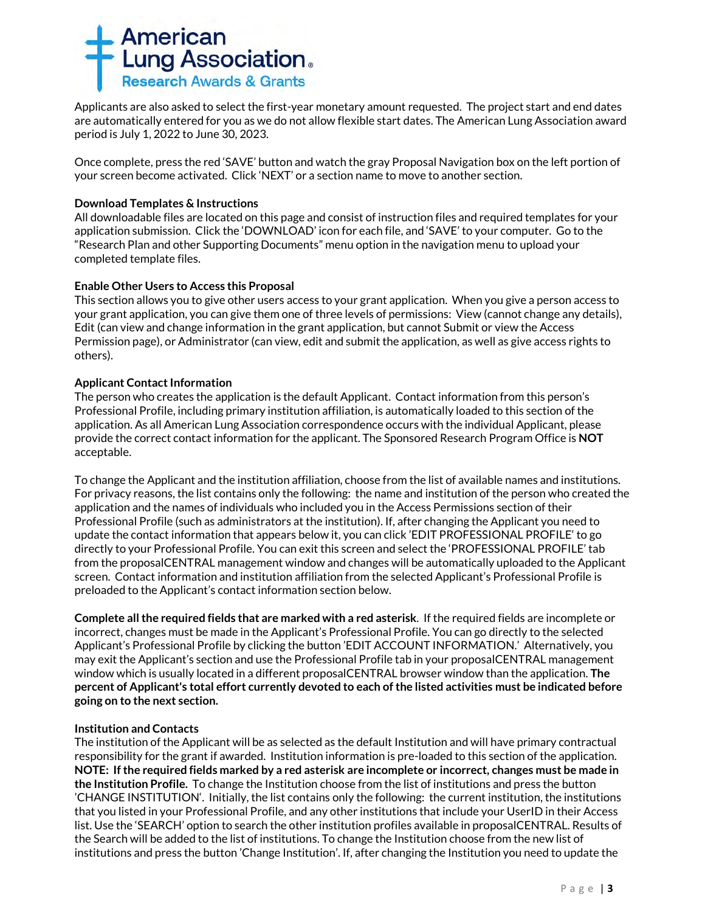Applicants are also asked to select the first-year monetary amount requested. The project start and end dates are automatically entered for you as we do not allow flexible start dates. The American Lung Association award period is July 1, 2022 to June 30, 2023.

Once complete, press the red 'SAVE' button and watch the gray Proposal Navigation box on the left portion of your screen become activated. Click 'NEXT' or a section name to move to another section.

**Download Templates & Instructions**
All downloadable files are located on this page and consist of instruction files and required templates for your application submission. Click the 'DOWNLOAD' icon for each file, and 'SAVE' to your computer. Go to the "Research Plan and other Supporting Documents" menu option in the navigation menu to upload your completed template files.

**Enable Other Users to Access this Proposal**
This section allows you to give other users access to your grant application. When you give a person access to your grant application, you can give them one of three levels of permissions: View (cannot change any details), Edit (can view and change information in the grant application, but cannot Submit or view the Access Permission page), or Administrator (can view, edit and submit the application, as well as give access rights to others).

**Applicant Contact Information**
The person who creates the application is the default Applicant. Contact information from this person's Professional Profile, including primary institution affiliation, is automatically loaded to this section of the application. As all American Lung Association correspondence occurs with the individual Applicant, please provide the correct contact information for the applicant. The Sponsored Research Program Office is **NOT** acceptable.

To change the Applicant and the institution affiliation, choose from the list of available names and institutions. For privacy reasons, the list contains only the following: the name and institution of the person who created the application and the names of individuals who included you in the Access Permissions section of their Professional Profile (such as administrators at the institution). If, after changing the Applicant you need to update the contact information that appears below it, you can click 'EDIT PROFESSIONAL PROFILE' to go directly to your Professional Profile. You can exit this screen and select the 'PROFESSIONAL PROFILE' tab from the proposalCENTRAL management window and changes will be automatically uploaded to the Applicant screen. Contact information and institution affiliation from the selected Applicant's Professional Profile is preloaded to the Applicant's contact information section below.

**Complete all the required fields that are marked with a red asterisk**. If the required fields are incomplete or incorrect, changes must be made in the Applicant's Professional Profile. You can go directly to the selected Applicant's Professional Profile by clicking the button 'EDIT ACCOUNT INFORMATION.' Alternatively, you may exit the Applicant's section and use the Professional Profile tab in your proposalCENTRAL management window which is usually located in a different proposalCENTRAL browser window than the application. **The percent of Applicant's total effort currently devoted to each of the listed activities must be indicated before going on to the next section.**

**Institution and Contacts**
The institution of the Applicant will be as selected as the default Institution and will have primary contractual responsibility for the grant if awarded. Institution information is pre-loaded to this section of the application. **NOTE: If the required fields marked by a red asterisk are incomplete or incorrect, changes must be made in the Institution Profile.** To change the Institution choose from the list of institutions and press the button 'CHANGE INSTITUTION'. Initially, the list contains only the following: the current institution, the institutions that you listed in your Professional Profile, and any other institutions that include your UserID in their Access list. Use the 'SEARCH' option to search the other institution profiles available in proposalCENTRAL. Results of the Search will be added to the list of institutions. To change the Institution choose from the new list of institutions and press the button 'Change Institution'. If, after changing the Institution you need to update the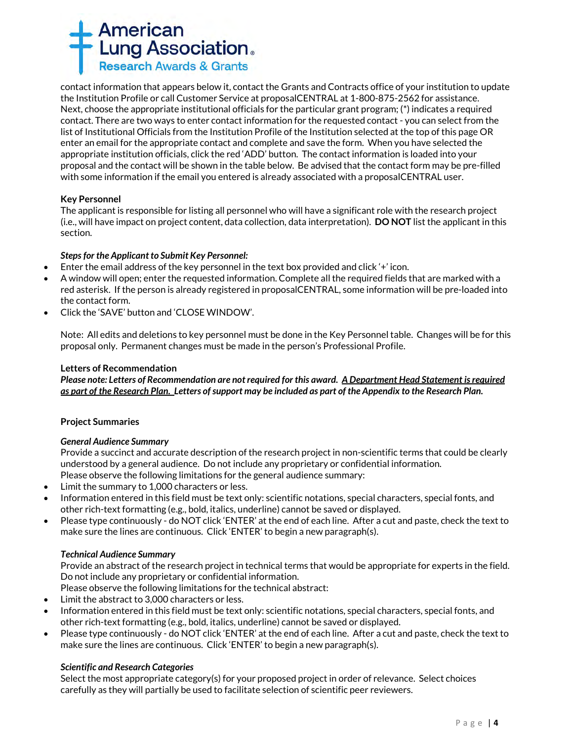contact information that appears below it, contact the Grants and Contracts office of your institution to update the Institution Profile or call Customer Service at proposalCENTRAL at 1-800-875-2562 for assistance. Next, choose the appropriate institutional officials for the particular grant program; (*) indicates a required contact. There are two ways to enter contact information for the requested contact - you can select from the list of Institutional Officials from the Institution Profile of the Institution selected at the top of this page OR enter an email for the appropriate contact and complete and save the form. When you have selected the appropriate institution officials, click the red 'ADD' button. The contact information is loaded into your proposal and the contact will be shown in the table below. Be advised that the contact form may be pre-filled with some information if the email you entered is already associated with a proposalCENTRAL user.

**Key Personnel**

The applicant is responsible for listing all personnel who will have a significant role with the research project (i.e., will have impact on project content, data collection, data interpretation). **DO NOT** list the applicant in this section.

***Steps for the Applicant to Submit Key Personnel:***

- Enter the email address of the key personnel in the text box provided and click '+' icon.
- A window will open; enter the requested information. Complete all the required fields that are marked with a red asterisk. If the person is already registered in proposalCENTRAL, some information will be pre-loaded into the contact form.
- Click the 'SAVE' button and 'CLOSE WINDOW'.

Note: All edits and deletions to key personnel must be done in the Key Personnel table. Changes will be for this proposal only. Permanent changes must be made in the person's Professional Profile.

**Letters of Recommendation**

***Please note: Letters of Recommendation are not required for this award. <u>A Department Head Statement is required as part of the Research Plan.</u> Letters of support may be included as part of the Appendix to the Research Plan.***

**Project Summaries**

***General Audience Summary***

Provide a succinct and accurate description of the research project in non-scientific terms that could be clearly understood by a general audience. Do not include any proprietary or confidential information.
Please observe the following limitations for the general audience summary:

- Limit the summary to 1,000 characters or less.
- Information entered in this field must be text only: scientific notations, special characters, special fonts, and other rich-text formatting (e.g., bold, italics, underline) cannot be saved or displayed.
- Please type continuously - do NOT click 'ENTER' at the end of each line. After a cut and paste, check the text to make sure the lines are continuous. Click 'ENTER' to begin a new paragraph(s).

***Technical Audience Summary***

Provide an abstract of the research project in technical terms that would be appropriate for experts in the field. Do not include any proprietary or confidential information.
Please observe the following limitations for the technical abstract:

- Limit the abstract to 3,000 characters or less.
- Information entered in this field must be text only: scientific notations, special characters, special fonts, and other rich-text formatting (e.g., bold, italics, underline) cannot be saved or displayed.
- Please type continuously - do NOT click 'ENTER' at the end of each line. After a cut and paste, check the text to make sure the lines are continuous. Click 'ENTER' to begin a new paragraph(s).

***Scientific and Research Categories***

Select the most appropriate category(s) for your proposed project in order of relevance. Select choices carefully as they will partially be used to facilitate selection of scientific peer reviewers.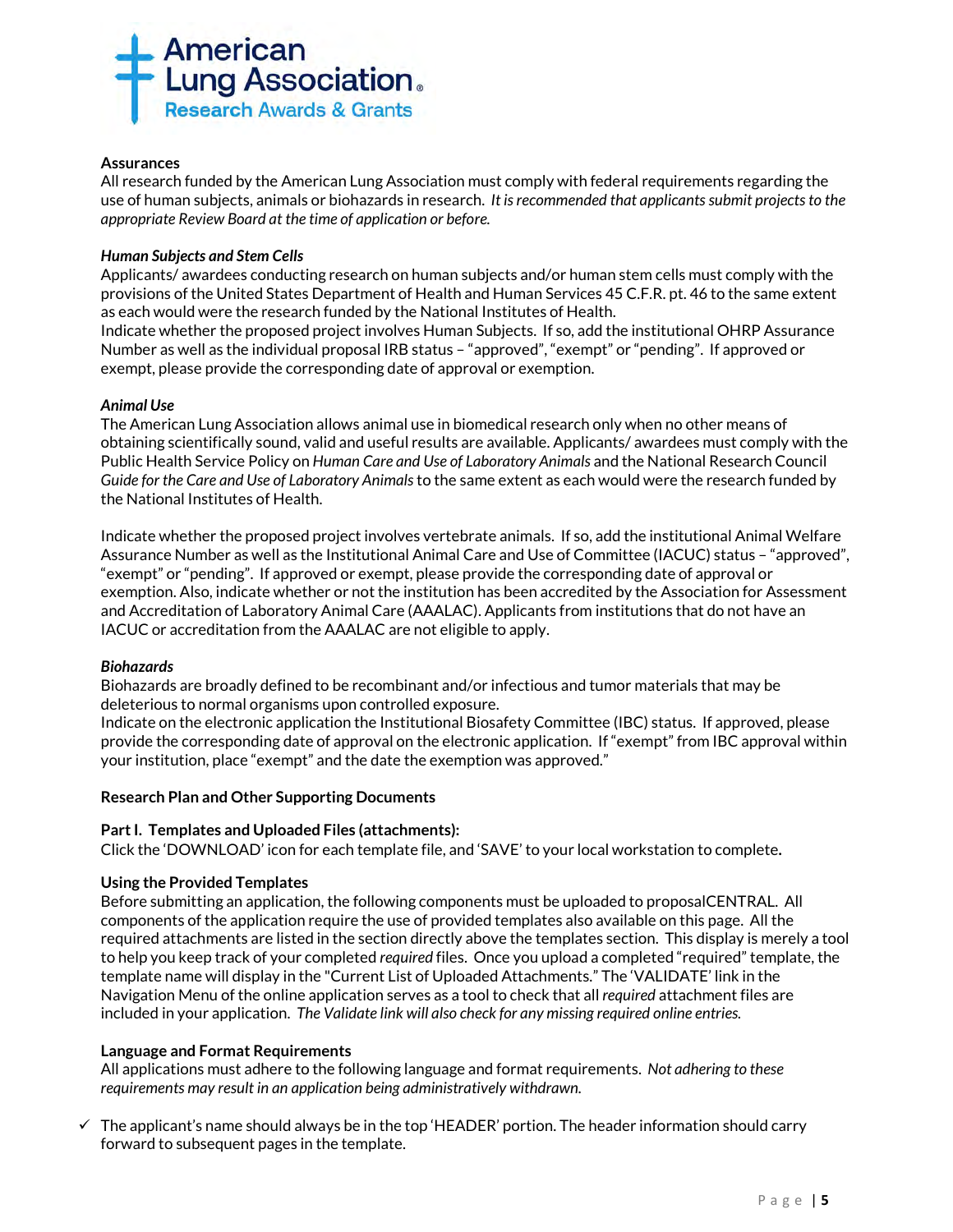**Assurances**

All research funded by the American Lung Association must comply with federal requirements regarding the use of human subjects, animals or biohazards in research. *It is recommended that applicants submit projects to the appropriate Review Board at the time of application or before.*

***Human Subjects and Stem Cells***

Applicants/ awardees conducting research on human subjects and/or human stem cells must comply with the provisions of the United States Department of Health and Human Services 45 C.F.R. pt. 46 to the same extent as each would were the research funded by the National Institutes of Health.

Indicate whether the proposed project involves Human Subjects. If so, add the institutional OHRP Assurance Number as well as the individual proposal IRB status – "approved", "exempt" or "pending". If approved or exempt, please provide the corresponding date of approval or exemption.

***Animal Use***

The American Lung Association allows animal use in biomedical research only when no other means of obtaining scientifically sound, valid and useful results are available. Applicants/ awardees must comply with the Public Health Service Policy on *Human Care and Use of Laboratory Animals* and the National Research Council *Guide for the Care and Use of Laboratory Animals* to the same extent as each would were the research funded by the National Institutes of Health.

Indicate whether the proposed project involves vertebrate animals. If so, add the institutional Animal Welfare Assurance Number as well as the Institutional Animal Care and Use of Committee (IACUC) status – "approved", "exempt" or "pending". If approved or exempt, please provide the corresponding date of approval or exemption. Also, indicate whether or not the institution has been accredited by the Association for Assessment and Accreditation of Laboratory Animal Care (AAALAC). Applicants from institutions that do not have an IACUC or accreditation from the AAALAC are not eligible to apply.

***Biohazards***

Biohazards are broadly defined to be recombinant and/or infectious and tumor materials that may be deleterious to normal organisms upon controlled exposure.

Indicate on the electronic application the Institutional Biosafety Committee (IBC) status. If approved, please provide the corresponding date of approval on the electronic application. If "exempt" from IBC approval within your institution, place "exempt" and the date the exemption was approved."

**Research Plan and Other Supporting Documents**

**Part I. Templates and Uploaded Files (attachments):**

Click the 'DOWNLOAD' icon for each template file, and 'SAVE' to your local workstation to complete**.**

**Using the Provided Templates**

Before submitting an application, the following components must be uploaded to proposalCENTRAL. All components of the application require the use of provided templates also available on this page. All the required attachments are listed in the section directly above the templates section. This display is merely a tool to help you keep track of your completed *required* files. Once you upload a completed "required" template, the template name will display in the "Current List of Uploaded Attachments." The 'VALIDATE' link in the Navigation Menu of the online application serves as a tool to check that all *required* attachment files are included in your application. *The Validate link will also check for any missing required online entries.*

**Language and Format Requirements**

All applications must adhere to the following language and format requirements. *Not adhering to these requirements may result in an application being administratively withdrawn.*

- ✓ The applicant's name should always be in the top 'HEADER' portion. The header information should carry forward to subsequent pages in the template.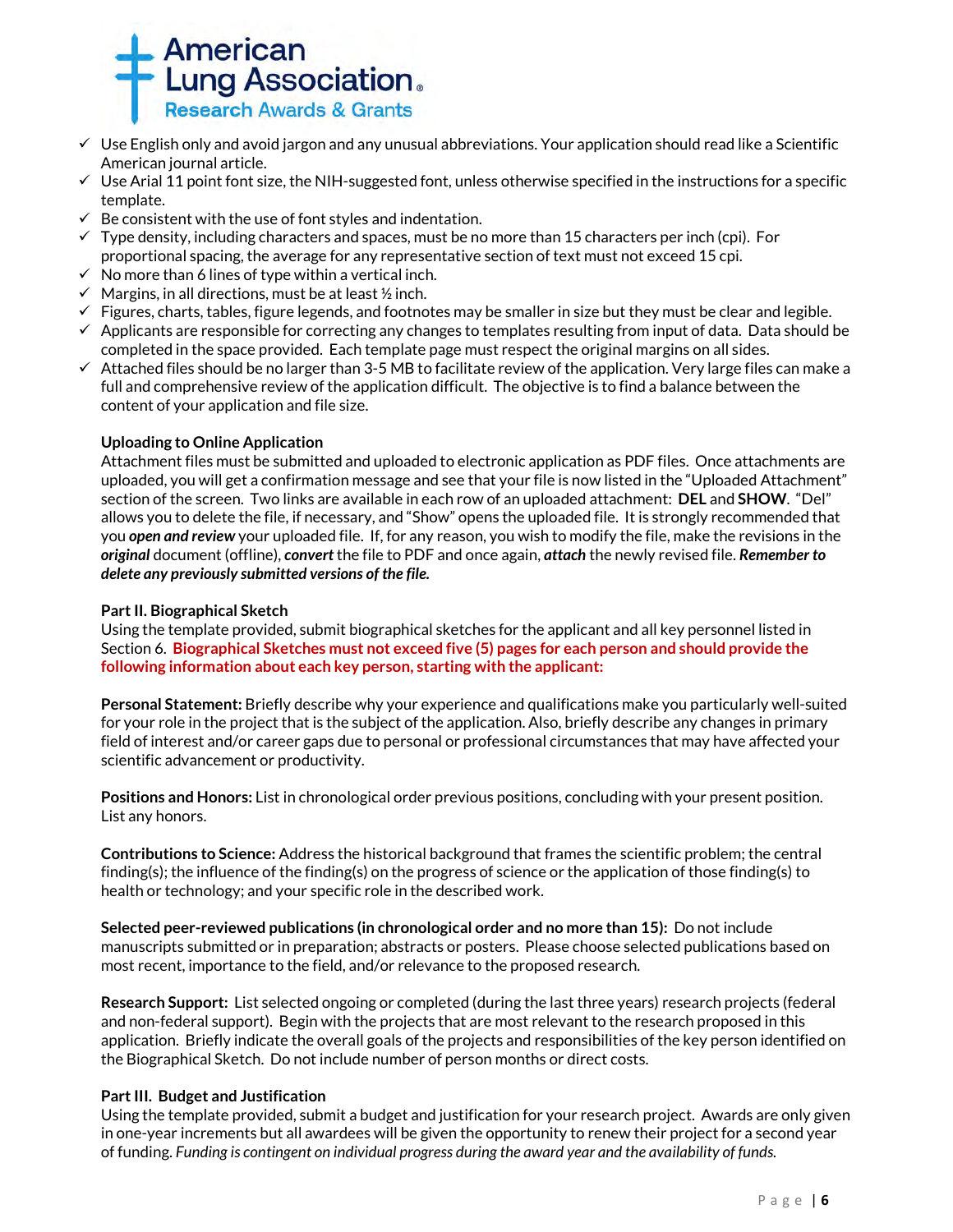- ✓ Use English only and avoid jargon and any unusual abbreviations. Your application should read like a Scientific American journal article.
- ✓ Use Arial 11 point font size, the NIH-suggested font, unless otherwise specified in the instructions for a specific template.
- ✓ Be consistent with the use of font styles and indentation.
- ✓ Type density, including characters and spaces, must be no more than 15 characters per inch (cpi). For proportional spacing, the average for any representative section of text must not exceed 15 cpi.
- ✓ No more than 6 lines of type within a vertical inch.
- ✓ Margins, in all directions, must be at least ½ inch.
- ✓ Figures, charts, tables, figure legends, and footnotes may be smaller in size but they must be clear and legible.
- ✓ Applicants are responsible for correcting any changes to templates resulting from input of data. Data should be completed in the space provided. Each template page must respect the original margins on all sides.
- ✓ Attached files should be no larger than 3-5 MB to facilitate review of the application. Very large files can make a full and comprehensive review of the application difficult. The objective is to find a balance between the content of your application and file size.

**Uploading to Online Application**

Attachment files must be submitted and uploaded to electronic application as PDF files. Once attachments are uploaded, you will get a confirmation message and see that your file is now listed in the "Uploaded Attachment" section of the screen. Two links are available in each row of an uploaded attachment: **DEL** and **SHOW**. "Del" allows you to delete the file, if necessary, and "Show" opens the uploaded file. It is strongly recommended that you ***open and review*** your uploaded file. If, for any reason, you wish to modify the file, make the revisions in the ***original*** document (offline), ***convert*** the file to PDF and once again, ***attach*** the newly revised file. ***Remember to delete any previously submitted versions of the file.***

**Part II. Biographical Sketch**

Using the template provided, submit biographical sketches for the applicant and all key personnel listed in Section 6. **Biographical Sketches must not exceed five (5) pages for each person and should provide the following information about each key person, starting with the applicant:**

**Personal Statement:** Briefly describe why your experience and qualifications make you particularly well-suited for your role in the project that is the subject of the application. Also, briefly describe any changes in primary field of interest and/or career gaps due to personal or professional circumstances that may have affected your scientific advancement or productivity.

**Positions and Honors:** List in chronological order previous positions, concluding with your present position. List any honors.

**Contributions to Science:** Address the historical background that frames the scientific problem; the central finding(s); the influence of the finding(s) on the progress of science or the application of those finding(s) to health or technology; and your specific role in the described work.

**Selected peer-reviewed publications (in chronological order and no more than 15):** Do not include manuscripts submitted or in preparation; abstracts or posters. Please choose selected publications based on most recent, importance to the field, and/or relevance to the proposed research.

**Research Support:** List selected ongoing or completed (during the last three years) research projects (federal and non-federal support). Begin with the projects that are most relevant to the research proposed in this application. Briefly indicate the overall goals of the projects and responsibilities of the key person identified on the Biographical Sketch. Do not include number of person months or direct costs.

**Part III. Budget and Justification**

Using the template provided, submit a budget and justification for your research project. Awards are only given in one-year increments but all awardees will be given the opportunity to renew their project for a second year of funding. *Funding is contingent on individual progress during the award year and the availability of funds.*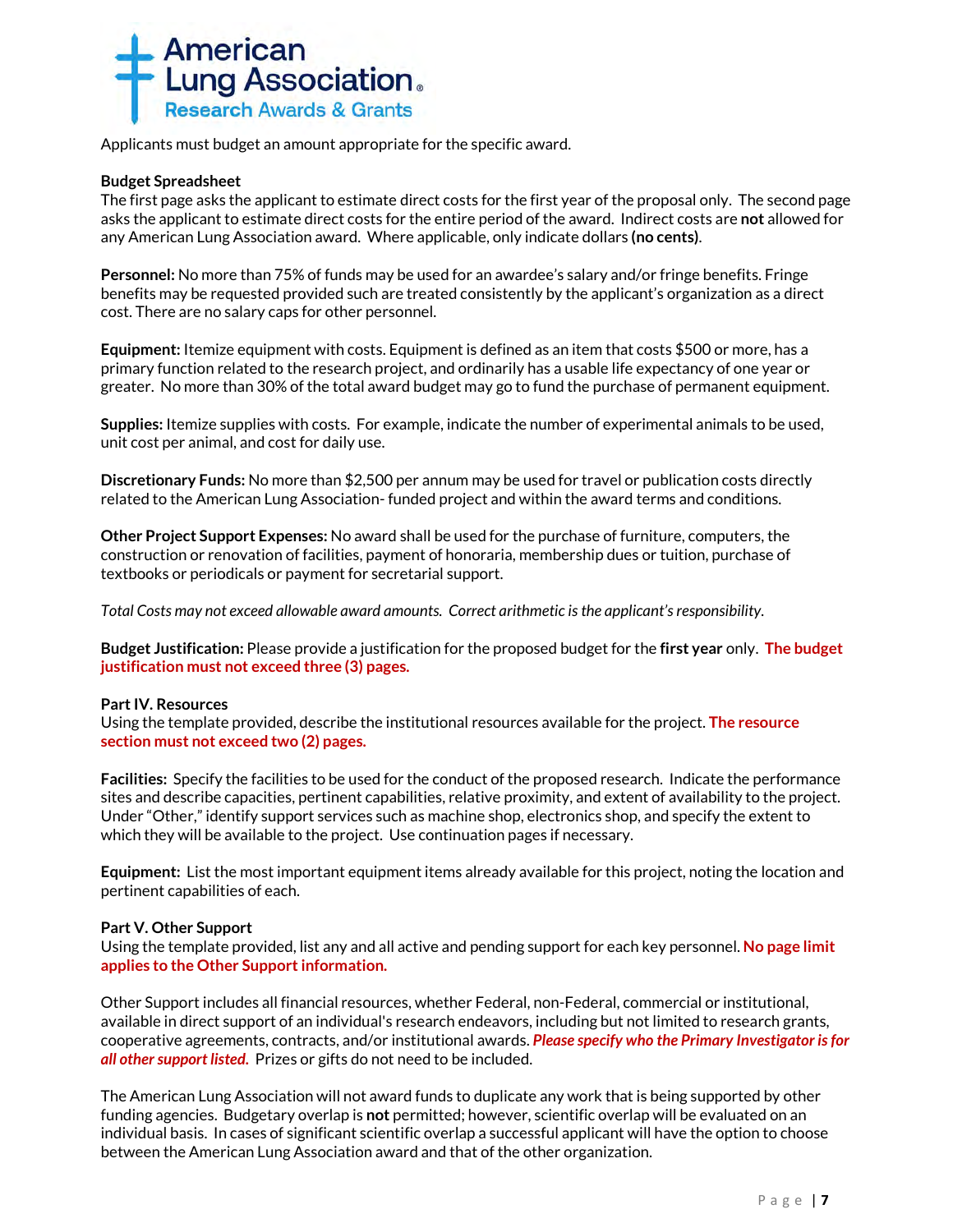Applicants must budget an amount appropriate for the specific award.

**Budget Spreadsheet**
The first page asks the applicant to estimate direct costs for the first year of the proposal only. The second page asks the applicant to estimate direct costs for the entire period of the award. Indirect costs are **not** allowed for any American Lung Association award. Where applicable, only indicate dollars **(no cents)**.

**Personnel:** No more than 75% of funds may be used for an awardee's salary and/or fringe benefits. Fringe benefits may be requested provided such are treated consistently by the applicant's organization as a direct cost. There are no salary caps for other personnel.

**Equipment:** Itemize equipment with costs. Equipment is defined as an item that costs $500 or more, has a primary function related to the research project, and ordinarily has a usable life expectancy of one year or greater. No more than 30% of the total award budget may go to fund the purchase of permanent equipment.

**Supplies:** Itemize supplies with costs. For example, indicate the number of experimental animals to be used, unit cost per animal, and cost for daily use.

**Discretionary Funds:** No more than $2,500 per annum may be used for travel or publication costs directly related to the American Lung Association- funded project and within the award terms and conditions.

**Other Project Support Expenses:** No award shall be used for the purchase of furniture, computers, the construction or renovation of facilities, payment of honoraria, membership dues or tuition, purchase of textbooks or periodicals or payment for secretarial support.

*Total Costs may not exceed allowable award amounts. Correct arithmetic is the applicant's responsibility.*

**Budget Justification:** Please provide a justification for the proposed budget for the **first year** only. **The budget justification must not exceed three (3) pages.**

**Part IV. Resources**
Using the template provided, describe the institutional resources available for the project. **The resource section must not exceed two (2) pages.**

**Facilities:** Specify the facilities to be used for the conduct of the proposed research. Indicate the performance sites and describe capacities, pertinent capabilities, relative proximity, and extent of availability to the project. Under "Other," identify support services such as machine shop, electronics shop, and specify the extent to which they will be available to the project. Use continuation pages if necessary.

**Equipment:** List the most important equipment items already available for this project, noting the location and pertinent capabilities of each.

**Part V. Other Support**
Using the template provided, list any and all active and pending support for each key personnel. **No page limit applies to the Other Support information.**

Other Support includes all financial resources, whether Federal, non-Federal, commercial or institutional, available in direct support of an individual's research endeavors, including but not limited to research grants, cooperative agreements, contracts, and/or institutional awards. ***Please specify who the Primary Investigator is for all other support listed.*** Prizes or gifts do not need to be included.

The American Lung Association will not award funds to duplicate any work that is being supported by other funding agencies. Budgetary overlap is **not** permitted; however, scientific overlap will be evaluated on an individual basis. In cases of significant scientific overlap a successful applicant will have the option to choose between the American Lung Association award and that of the other organization.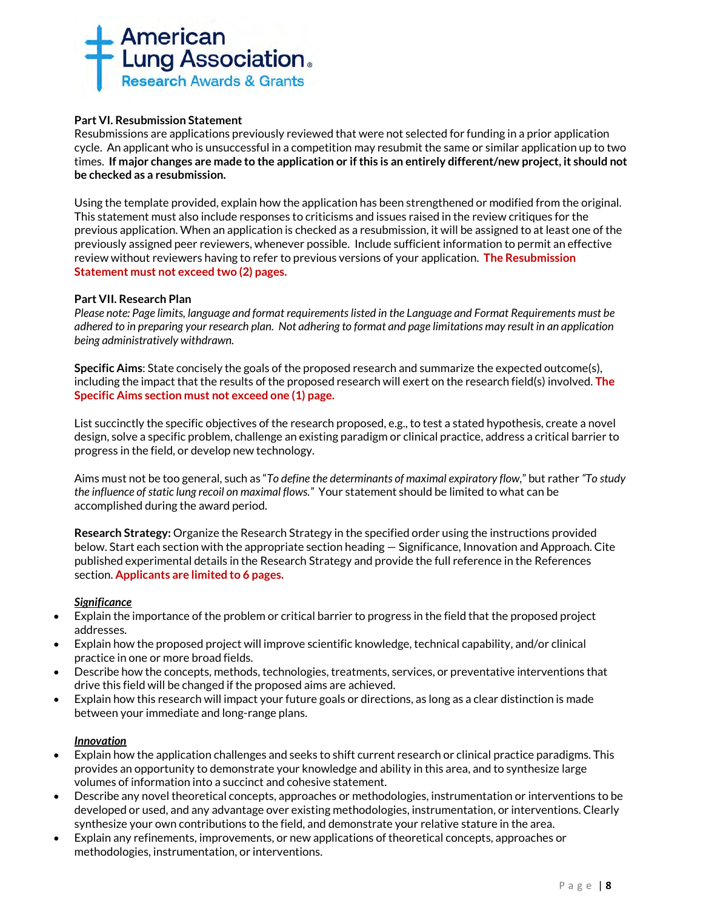**Part VI. Resubmission Statement**

Resubmissions are applications previously reviewed that were not selected for funding in a prior application cycle. An applicant who is unsuccessful in a competition may resubmit the same or similar application up to two times. **If major changes are made to the application or if this is an entirely different/new project, it should not be checked as a resubmission.**

Using the template provided, explain how the application has been strengthened or modified from the original. This statement must also include responses to criticisms and issues raised in the review critiques for the previous application. When an application is checked as a resubmission, it will be assigned to at least one of the previously assigned peer reviewers, whenever possible. Include sufficient information to permit an effective review without reviewers having to refer to previous versions of your application. **The Resubmission Statement must not exceed two (2) pages.**

**Part VII. Research Plan**

*Please note: Page limits, language and format requirements listed in the Language and Format Requirements must be adhered to in preparing your research plan. Not adhering to format and page limitations may result in an application being administratively withdrawn.*

**Specific Aims**: State concisely the goals of the proposed research and summarize the expected outcome(s), including the impact that the results of the proposed research will exert on the research field(s) involved. **The Specific Aims section must not exceed one (1) page.**

List succinctly the specific objectives of the research proposed, e.g., to test a stated hypothesis, create a novel design, solve a specific problem, challenge an existing paradigm or clinical practice, address a critical barrier to progress in the field, or develop new technology.

Aims must not be too general, such as "*To define the determinants of maximal expiratory flow*," but rather *"To study the influence of static lung recoil on maximal flows."* Your statement should be limited to what can be accomplished during the award period.

**Research Strategy:** Organize the Research Strategy in the specified order using the instructions provided below. Start each section with the appropriate section heading — Significance, Innovation and Approach. Cite published experimental details in the Research Strategy and provide the full reference in the References section. **Applicants are limited to 6 pages.**

***Significance***

- Explain the importance of the problem or critical barrier to progress in the field that the proposed project addresses.
- Explain how the proposed project will improve scientific knowledge, technical capability, and/or clinical practice in one or more broad fields.
- Describe how the concepts, methods, technologies, treatments, services, or preventative interventions that drive this field will be changed if the proposed aims are achieved.
- Explain how this research will impact your future goals or directions, as long as a clear distinction is made between your immediate and long-range plans.

***Innovation***

- Explain how the application challenges and seeks to shift current research or clinical practice paradigms. This provides an opportunity to demonstrate your knowledge and ability in this area, and to synthesize large volumes of information into a succinct and cohesive statement.
- Describe any novel theoretical concepts, approaches or methodologies, instrumentation or interventions to be developed or used, and any advantage over existing methodologies, instrumentation, or interventions. Clearly synthesize your own contributions to the field, and demonstrate your relative stature in the area.
- Explain any refinements, improvements, or new applications of theoretical concepts, approaches or methodologies, instrumentation, or interventions.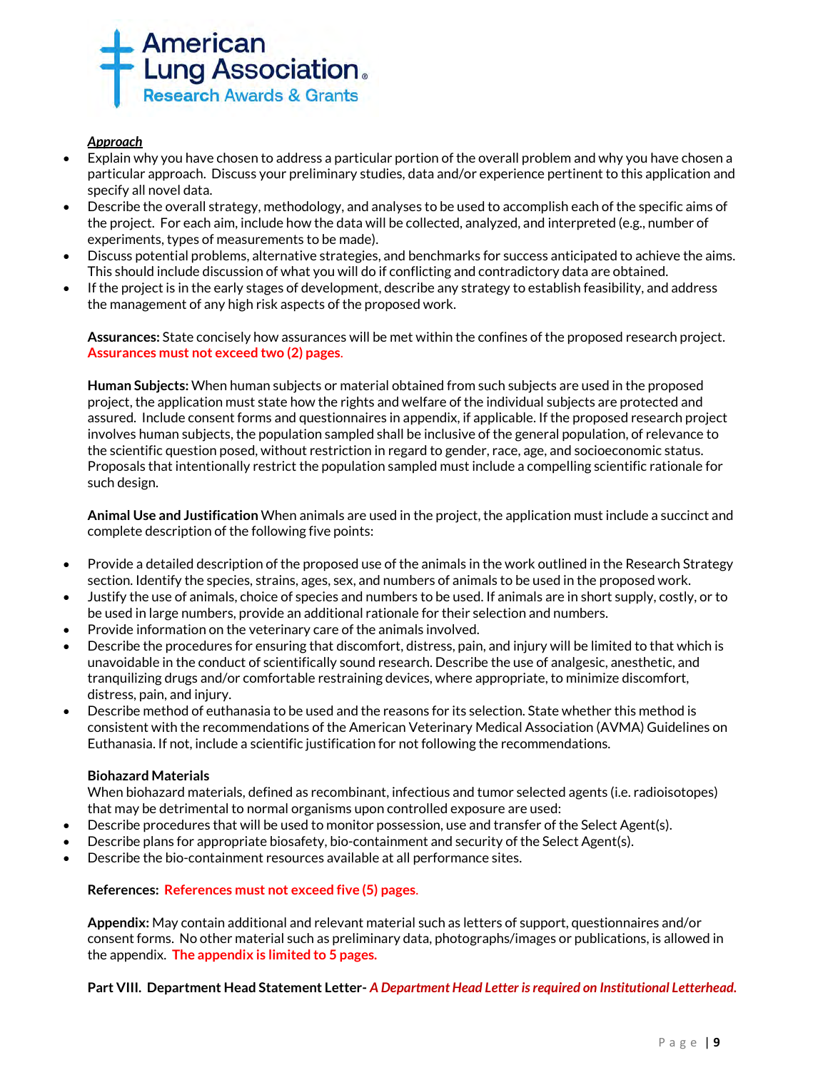***Approach***

- Explain why you have chosen to address a particular portion of the overall problem and why you have chosen a particular approach. Discuss your preliminary studies, data and/or experience pertinent to this application and specify all novel data.
- Describe the overall strategy, methodology, and analyses to be used to accomplish each of the specific aims of the project. For each aim, include how the data will be collected, analyzed, and interpreted (e.g., number of experiments, types of measurements to be made).
- Discuss potential problems, alternative strategies, and benchmarks for success anticipated to achieve the aims. This should include discussion of what you will do if conflicting and contradictory data are obtained.
- If the project is in the early stages of development, describe any strategy to establish feasibility, and address the management of any high risk aspects of the proposed work.

**Assurances:** State concisely how assurances will be met within the confines of the proposed research project. **Assurances must not exceed two (2) pages.**

**Human Subjects:** When human subjects or material obtained from such subjects are used in the proposed project, the application must state how the rights and welfare of the individual subjects are protected and assured. Include consent forms and questionnaires in appendix, if applicable. If the proposed research project involves human subjects, the population sampled shall be inclusive of the general population, of relevance to the scientific question posed, without restriction in regard to gender, race, age, and socioeconomic status. Proposals that intentionally restrict the population sampled must include a compelling scientific rationale for such design.

**Animal Use and Justification** When animals are used in the project, the application must include a succinct and complete description of the following five points:

- Provide a detailed description of the proposed use of the animals in the work outlined in the Research Strategy section. Identify the species, strains, ages, sex, and numbers of animals to be used in the proposed work.
- Justify the use of animals, choice of species and numbers to be used. If animals are in short supply, costly, or to be used in large numbers, provide an additional rationale for their selection and numbers.
- Provide information on the veterinary care of the animals involved.
- Describe the procedures for ensuring that discomfort, distress, pain, and injury will be limited to that which is unavoidable in the conduct of scientifically sound research. Describe the use of analgesic, anesthetic, and tranquilizing drugs and/or comfortable restraining devices, where appropriate, to minimize discomfort, distress, pain, and injury.
- Describe method of euthanasia to be used and the reasons for its selection. State whether this method is consistent with the recommendations of the American Veterinary Medical Association (AVMA) Guidelines on Euthanasia. If not, include a scientific justification for not following the recommendations.

**Biohazard Materials**

When biohazard materials, defined as recombinant, infectious and tumor selected agents (i.e. radioisotopes) that may be detrimental to normal organisms upon controlled exposure are used:

- Describe procedures that will be used to monitor possession, use and transfer of the Select Agent(s).
- Describe plans for appropriate biosafety, bio-containment and security of the Select Agent(s).
- Describe the bio-containment resources available at all performance sites.

**References: References must not exceed five (5) pages.**

**Appendix:** May contain additional and relevant material such as letters of support, questionnaires and/or consent forms. No other material such as preliminary data, photographs/images or publications, is allowed in the appendix. **The appendix is limited to 5 pages.**

**Part VIII. Department Head Statement Letter-** ***A Department Head Letter is required on Institutional Letterhead.***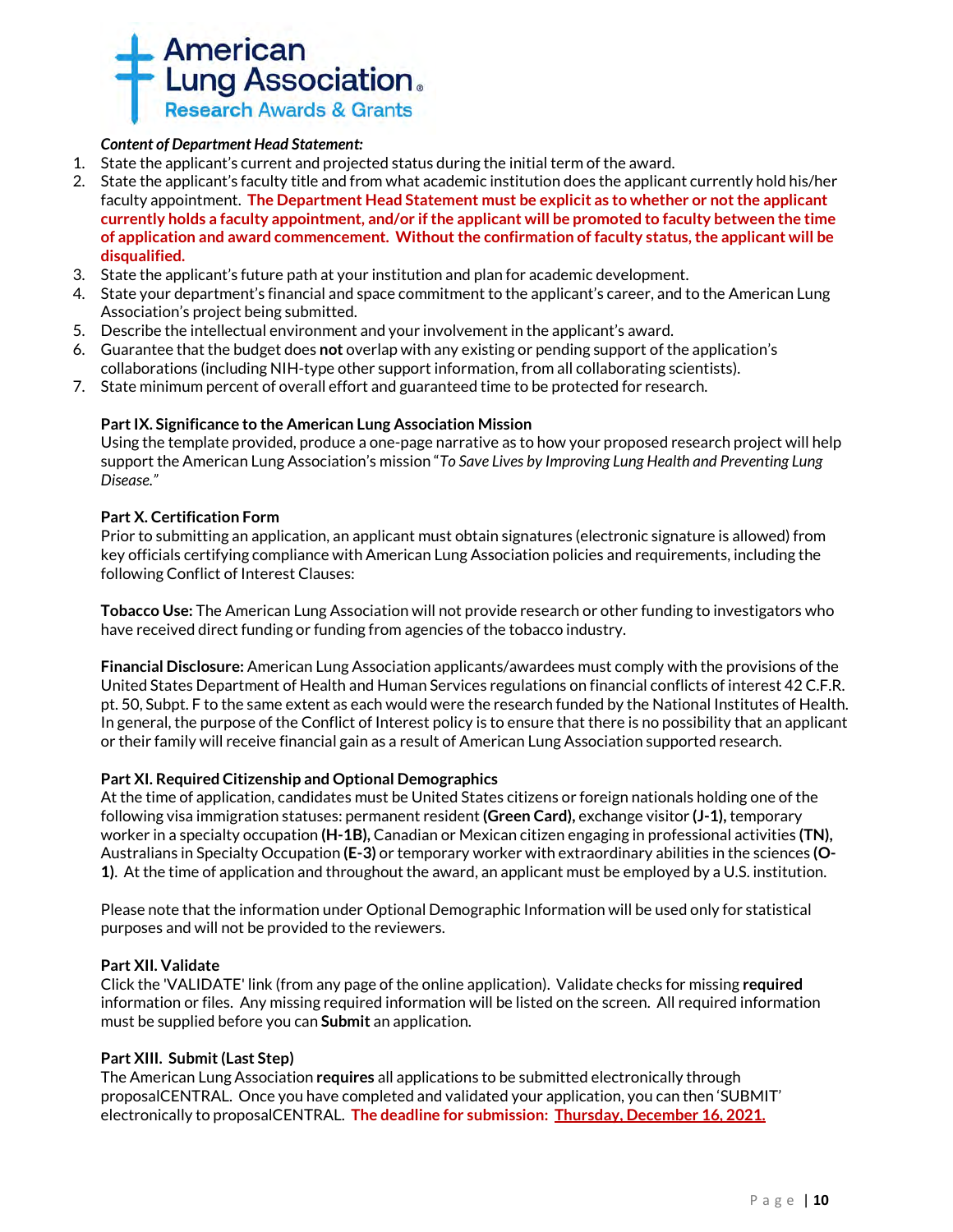***Content of Department Head Statement:***

1. State the applicant's current and projected status during the initial term of the award.
2. State the applicant's faculty title and from what academic institution does the applicant currently hold his/her faculty appointment. **The Department Head Statement must be explicit as to whether or not the applicant currently holds a faculty appointment, and/or if the applicant will be promoted to faculty between the time of application and award commencement. Without the confirmation of faculty status, the applicant will be disqualified.**
3. State the applicant's future path at your institution and plan for academic development.
4. State your department's financial and space commitment to the applicant's career, and to the American Lung Association's project being submitted.
5. Describe the intellectual environment and your involvement in the applicant's award.
6. Guarantee that the budget does **not** overlap with any existing or pending support of the application's collaborations (including NIH-type other support information, from all collaborating scientists).
7. State minimum percent of overall effort and guaranteed time to be protected for research.

**Part IX. Significance to the American Lung Association Mission**

Using the template provided, produce a one-page narrative as to how your proposed research project will help support the American Lung Association's mission "*To Save Lives by Improving Lung Health and Preventing Lung Disease.*"

**Part X. Certification Form**

Prior to submitting an application, an applicant must obtain signatures (electronic signature is allowed) from key officials certifying compliance with American Lung Association policies and requirements, including the following Conflict of Interest Clauses:

**Tobacco Use:** The American Lung Association will not provide research or other funding to investigators who have received direct funding or funding from agencies of the tobacco industry.

**Financial Disclosure:** American Lung Association applicants/awardees must comply with the provisions of the United States Department of Health and Human Services regulations on financial conflicts of interest 42 C.F.R. pt. 50, Subpt. F to the same extent as each would were the research funded by the National Institutes of Health. In general, the purpose of the Conflict of Interest policy is to ensure that there is no possibility that an applicant or their family will receive financial gain as a result of American Lung Association supported research.

**Part XI. Required Citizenship and Optional Demographics**

At the time of application, candidates must be United States citizens or foreign nationals holding one of the following visa immigration statuses: permanent resident **(Green Card),** exchange visitor **(J-1),** temporary worker in a specialty occupation **(H-1B),** Canadian or Mexican citizen engaging in professional activities **(TN),** Australians in Specialty Occupation **(E-3)** or temporary worker with extraordinary abilities in the sciences **(O-1)**. At the time of application and throughout the award, an applicant must be employed by a U.S. institution.

Please note that the information under Optional Demographic Information will be used only for statistical purposes and will not be provided to the reviewers.

**Part XII. Validate**

Click the 'VALIDATE' link (from any page of the online application). Validate checks for missing **required** information or files. Any missing required information will be listed on the screen. All required information must be supplied before you can **Submit** an application.

**Part XIII. Submit (Last Step)**

The American Lung Association **requires** all applications to be submitted electronically through proposalCENTRAL. Once you have completed and validated your application, you can then 'SUBMIT' electronically to proposalCENTRAL. **The deadline for submission: Thursday, December 16, 2021.**